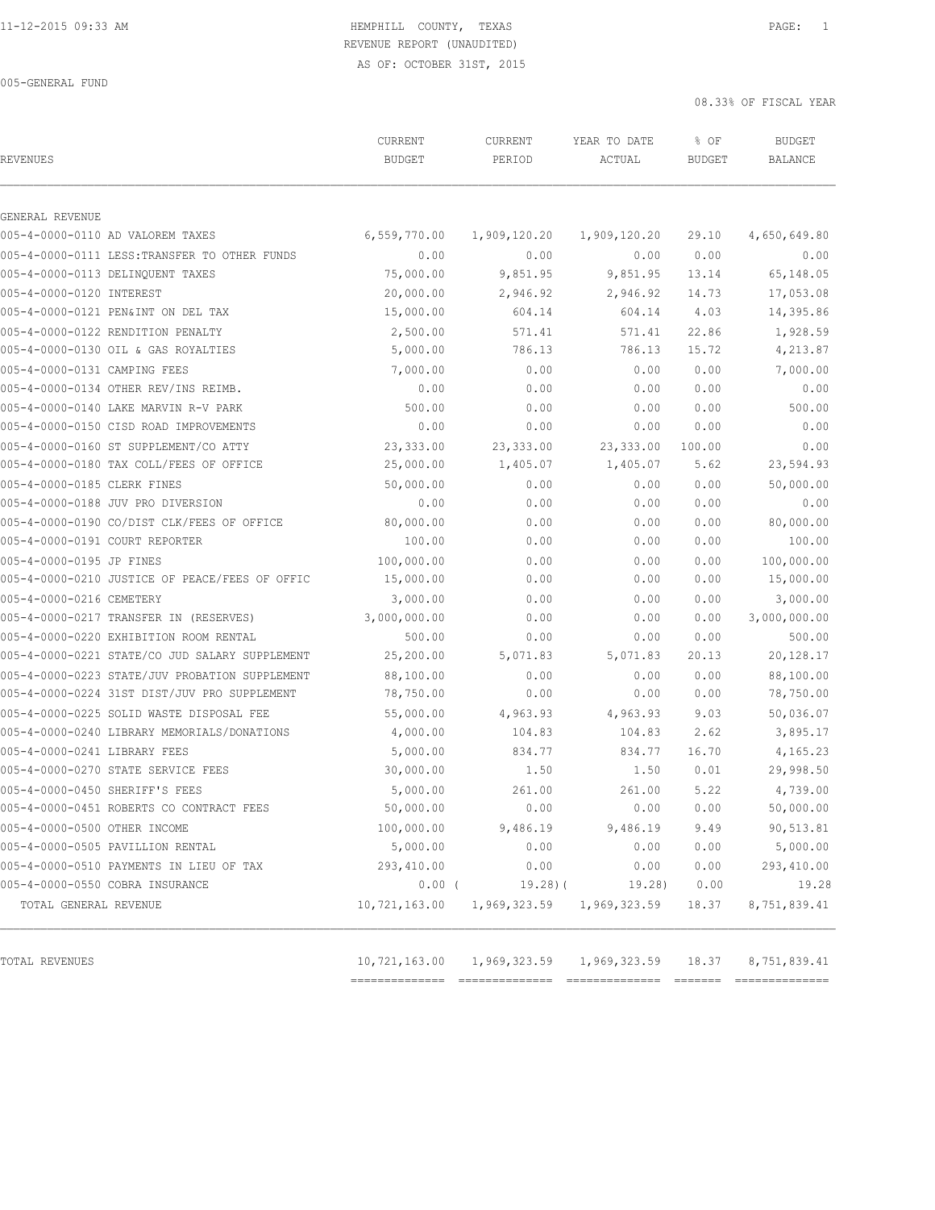HEMPHILL COUNTY, TEXAS
REVENUE REPORT (UNAUDITED)
AS OF: OCTOBER 31ST, 2015

005-GENERAL FUND

08.33% OF FISCAL YEAR

| REVENUES | CURRENT BUDGET | CURRENT PERIOD | YEAR TO DATE ACTUAL | % OF BUDGET | BUDGET BALANCE |
|---|---|---|---|---|---|
| GENERAL REVENUE | | | | | |
| 005-4-0000-0110 AD VALOREM TAXES | 6,559,770.00 | 1,909,120.20 | 1,909,120.20 | 29.10 | 4,650,649.80 |
| 005-4-0000-0111 LESS:TRANSFER TO OTHER FUNDS | 0.00 | 0.00 | 0.00 | 0.00 | 0.00 |
| 005-4-0000-0113 DELINQUENT TAXES | 75,000.00 | 9,851.95 | 9,851.95 | 13.14 | 65,148.05 |
| 005-4-0000-0120 INTEREST | 20,000.00 | 2,946.92 | 2,946.92 | 14.73 | 17,053.08 |
| 005-4-0000-0121 PEN&INT ON DEL TAX | 15,000.00 | 604.14 | 604.14 | 4.03 | 14,395.86 |
| 005-4-0000-0122 RENDITION PENALTY | 2,500.00 | 571.41 | 571.41 | 22.86 | 1,928.59 |
| 005-4-0000-0130 OIL & GAS ROYALTIES | 5,000.00 | 786.13 | 786.13 | 15.72 | 4,213.87 |
| 005-4-0000-0131 CAMPING FEES | 7,000.00 | 0.00 | 0.00 | 0.00 | 7,000.00 |
| 005-4-0000-0134 OTHER REV/INS REIMB. | 0.00 | 0.00 | 0.00 | 0.00 | 0.00 |
| 005-4-0000-0140 LAKE MARVIN R-V PARK | 500.00 | 0.00 | 0.00 | 0.00 | 500.00 |
| 005-4-0000-0150 CISD ROAD IMPROVEMENTS | 0.00 | 0.00 | 0.00 | 0.00 | 0.00 |
| 005-4-0000-0160 ST SUPPLEMENT/CO ATTY | 23,333.00 | 23,333.00 | 23,333.00 | 100.00 | 0.00 |
| 005-4-0000-0180 TAX COLL/FEES OF OFFICE | 25,000.00 | 1,405.07 | 1,405.07 | 5.62 | 23,594.93 |
| 005-4-0000-0185 CLERK FINES | 50,000.00 | 0.00 | 0.00 | 0.00 | 50,000.00 |
| 005-4-0000-0188 JUV PRO DIVERSION | 0.00 | 0.00 | 0.00 | 0.00 | 0.00 |
| 005-4-0000-0190 CO/DIST CLK/FEES OF OFFICE | 80,000.00 | 0.00 | 0.00 | 0.00 | 80,000.00 |
| 005-4-0000-0191 COURT REPORTER | 100.00 | 0.00 | 0.00 | 0.00 | 100.00 |
| 005-4-0000-0195 JP FINES | 100,000.00 | 0.00 | 0.00 | 0.00 | 100,000.00 |
| 005-4-0000-0210 JUSTICE OF PEACE/FEES OF OFFIC | 15,000.00 | 0.00 | 0.00 | 0.00 | 15,000.00 |
| 005-4-0000-0216 CEMETERY | 3,000.00 | 0.00 | 0.00 | 0.00 | 3,000.00 |
| 005-4-0000-0217 TRANSFER IN (RESERVES) | 3,000,000.00 | 0.00 | 0.00 | 0.00 | 3,000,000.00 |
| 005-4-0000-0220 EXHIBITION ROOM RENTAL | 500.00 | 0.00 | 0.00 | 0.00 | 500.00 |
| 005-4-0000-0221 STATE/CO JUD SALARY SUPPLEMENT | 25,200.00 | 5,071.83 | 5,071.83 | 20.13 | 20,128.17 |
| 005-4-0000-0223 STATE/JUV PROBATION SUPPLEMENT | 88,100.00 | 0.00 | 0.00 | 0.00 | 88,100.00 |
| 005-4-0000-0224 31ST DIST/JUV PRO SUPPLEMENT | 78,750.00 | 0.00 | 0.00 | 0.00 | 78,750.00 |
| 005-4-0000-0225 SOLID WASTE DISPOSAL FEE | 55,000.00 | 4,963.93 | 4,963.93 | 9.03 | 50,036.07 |
| 005-4-0000-0240 LIBRARY MEMORIALS/DONATIONS | 4,000.00 | 104.83 | 104.83 | 2.62 | 3,895.17 |
| 005-4-0000-0241 LIBRARY FEES | 5,000.00 | 834.77 | 834.77 | 16.70 | 4,165.23 |
| 005-4-0000-0270 STATE SERVICE FEES | 30,000.00 | 1.50 | 1.50 | 0.01 | 29,998.50 |
| 005-4-0000-0450 SHERIFF'S FEES | 5,000.00 | 261.00 | 261.00 | 5.22 | 4,739.00 |
| 005-4-0000-0451 ROBERTS CO CONTRACT FEES | 50,000.00 | 0.00 | 0.00 | 0.00 | 50,000.00 |
| 005-4-0000-0500 OTHER INCOME | 100,000.00 | 9,486.19 | 9,486.19 | 9.49 | 90,513.81 |
| 005-4-0000-0505 PAVILLION RENTAL | 5,000.00 | 0.00 | 0.00 | 0.00 | 5,000.00 |
| 005-4-0000-0510 PAYMENTS IN LIEU OF TAX | 293,410.00 | 0.00 | 0.00 | 0.00 | 293,410.00 |
| 005-4-0000-0550 COBRA INSURANCE | 0.00 | ( 19.28) | ( 19.28) | 0.00 | 19.28 |
| TOTAL GENERAL REVENUE | 10,721,163.00 | 1,969,323.59 | 1,969,323.59 | 18.37 | 8,751,839.41 |
| TOTAL REVENUES | 10,721,163.00 | 1,969,323.59 | 1,969,323.59 | 18.37 | 8,751,839.41 |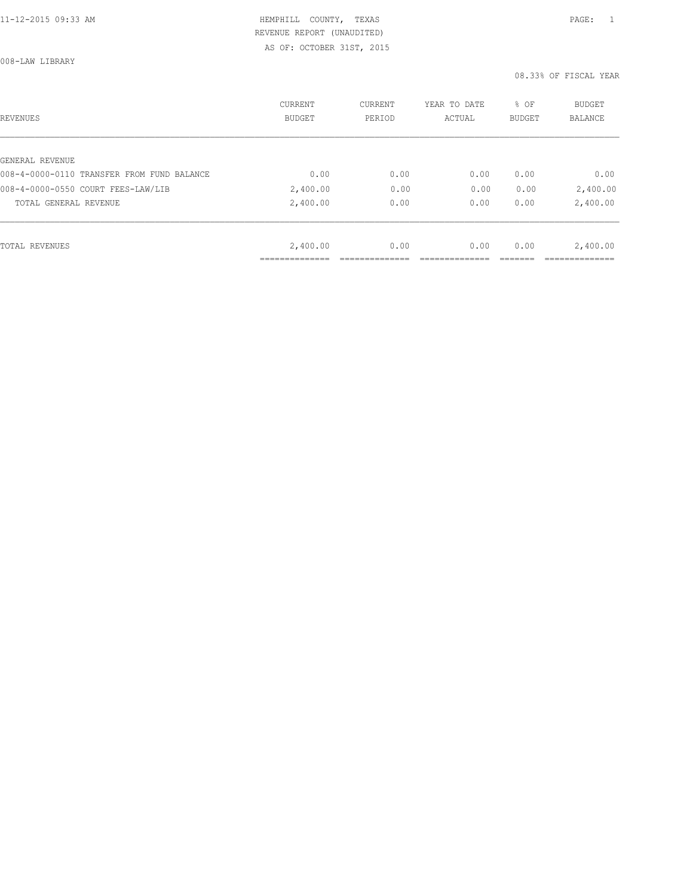HEMPHILL COUNTY, TEXAS
REVENUE REPORT (UNAUDITED)
AS OF: OCTOBER 31ST, 2015

11-12-2015 09:33 AM

008-LAW LIBRARY

08.33% OF FISCAL YEAR

| REVENUES | CURRENT BUDGET | CURRENT PERIOD | YEAR TO DATE ACTUAL | % OF BUDGET | BUDGET BALANCE |
|---|---|---|---|---|---|
| GENERAL REVENUE | | | | | |
| 008-4-0000-0110 TRANSFER FROM FUND BALANCE | 0.00 | 0.00 | 0.00 | 0.00 | 0.00 |
| 008-4-0000-0550 COURT FEES-LAW/LIB | 2,400.00 | 0.00 | 0.00 | 0.00 | 2,400.00 |
| TOTAL GENERAL REVENUE | 2,400.00 | 0.00 | 0.00 | 0.00 | 2,400.00 |
| TOTAL REVENUES | 2,400.00 | 0.00 | 0.00 | 0.00 | 2,400.00 |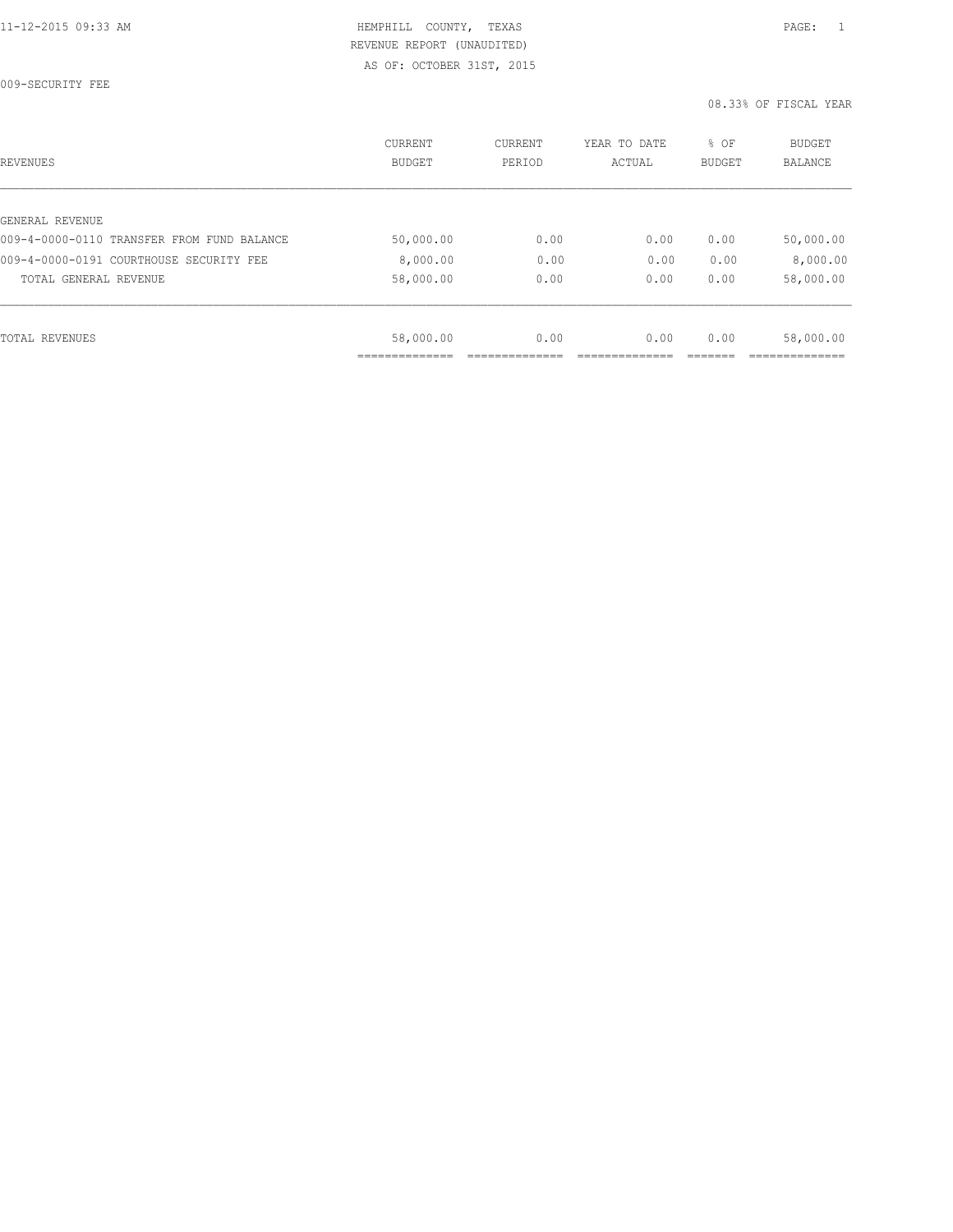11-12-2015 09:33 AM

HEMPHILL COUNTY, TEXAS

REVENUE REPORT (UNAUDITED)

AS OF: OCTOBER 31ST, 2015

009-SECURITY FEE

08.33% OF FISCAL YEAR

| REVENUES | CURRENT BUDGET | CURRENT PERIOD | YEAR TO DATE ACTUAL | % OF BUDGET | BUDGET BALANCE |
|---|---|---|---|---|---|
| GENERAL REVENUE | | | | | |
| 009-4-0000-0110 TRANSFER FROM FUND BALANCE | 50,000.00 | 0.00 | 0.00 | 0.00 | 50,000.00 |
| 009-4-0000-0191 COURTHOUSE SECURITY FEE | 8,000.00 | 0.00 | 0.00 | 0.00 | 8,000.00 |
| TOTAL GENERAL REVENUE | 58,000.00 | 0.00 | 0.00 | 0.00 | 58,000.00 |
| TOTAL REVENUES | 58,000.00 | 0.00 | 0.00 | 0.00 | 58,000.00 |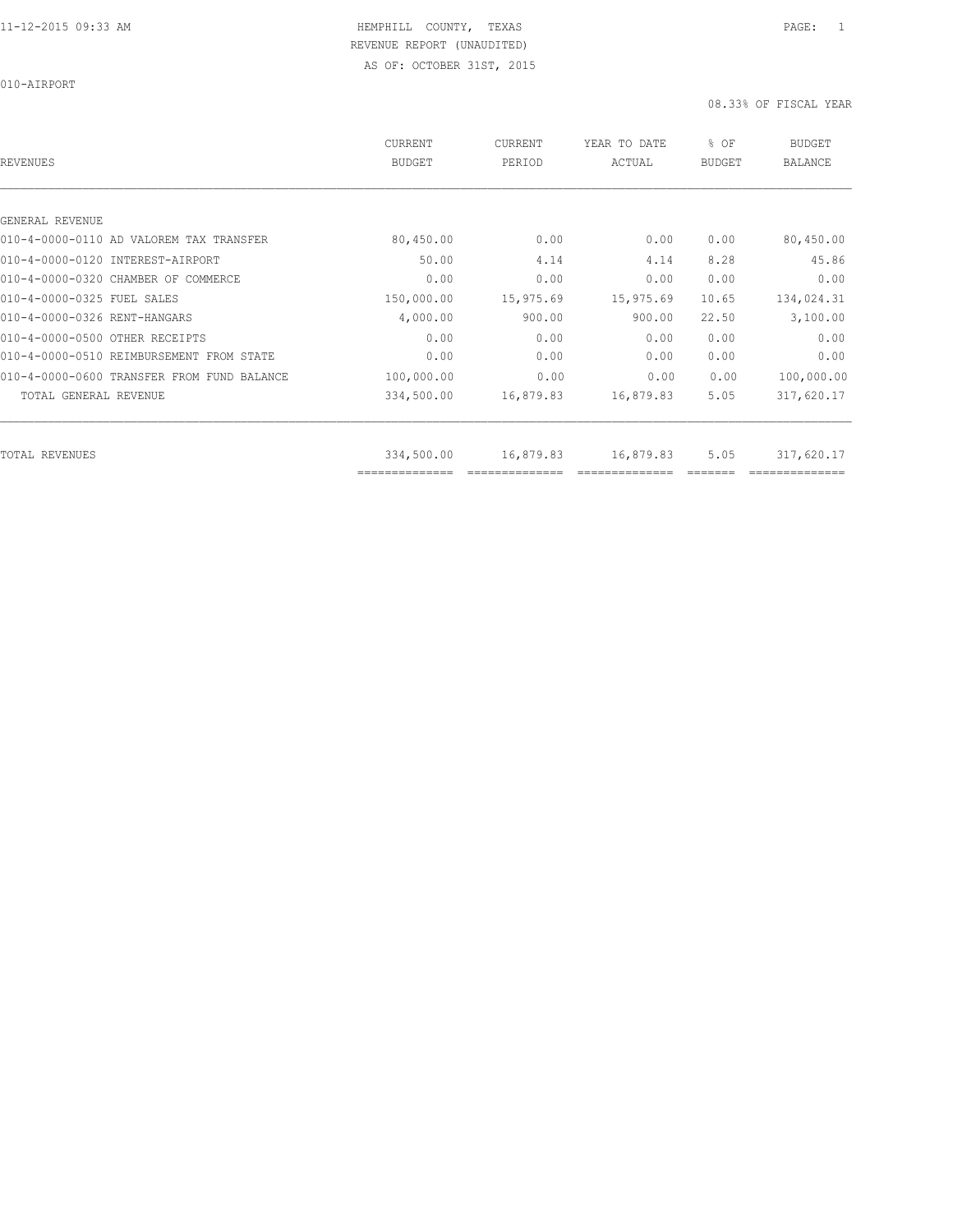HEMPHILL COUNTY, TEXAS

REVENUE REPORT (UNAUDITED)

AS OF: OCTOBER 31ST, 2015

010-AIRPORT

08.33% OF FISCAL YEAR

| REVENUES | CURRENT BUDGET | CURRENT PERIOD | YEAR TO DATE ACTUAL | % OF BUDGET | BUDGET BALANCE |
|---|---|---|---|---|---|
| GENERAL REVENUE | | | | | |
| 010-4-0000-0110 AD VALOREM TAX TRANSFER | 80,450.00 | 0.00 | 0.00 | 0.00 | 80,450.00 |
| 010-4-0000-0120 INTEREST-AIRPORT | 50.00 | 4.14 | 4.14 | 8.28 | 45.86 |
| 010-4-0000-0320 CHAMBER OF COMMERCE | 0.00 | 0.00 | 0.00 | 0.00 | 0.00 |
| 010-4-0000-0325 FUEL SALES | 150,000.00 | 15,975.69 | 15,975.69 | 10.65 | 134,024.31 |
| 010-4-0000-0326 RENT-HANGARS | 4,000.00 | 900.00 | 900.00 | 22.50 | 3,100.00 |
| 010-4-0000-0500 OTHER RECEIPTS | 0.00 | 0.00 | 0.00 | 0.00 | 0.00 |
| 010-4-0000-0510 REIMBURSEMENT FROM STATE | 0.00 | 0.00 | 0.00 | 0.00 | 0.00 |
| 010-4-0000-0600 TRANSFER FROM FUND BALANCE | 100,000.00 | 0.00 | 0.00 | 0.00 | 100,000.00 |
| TOTAL GENERAL REVENUE | 334,500.00 | 16,879.83 | 16,879.83 | 5.05 | 317,620.17 |
| TOTAL REVENUES | 334,500.00 | 16,879.83 | 16,879.83 | 5.05 | 317,620.17 |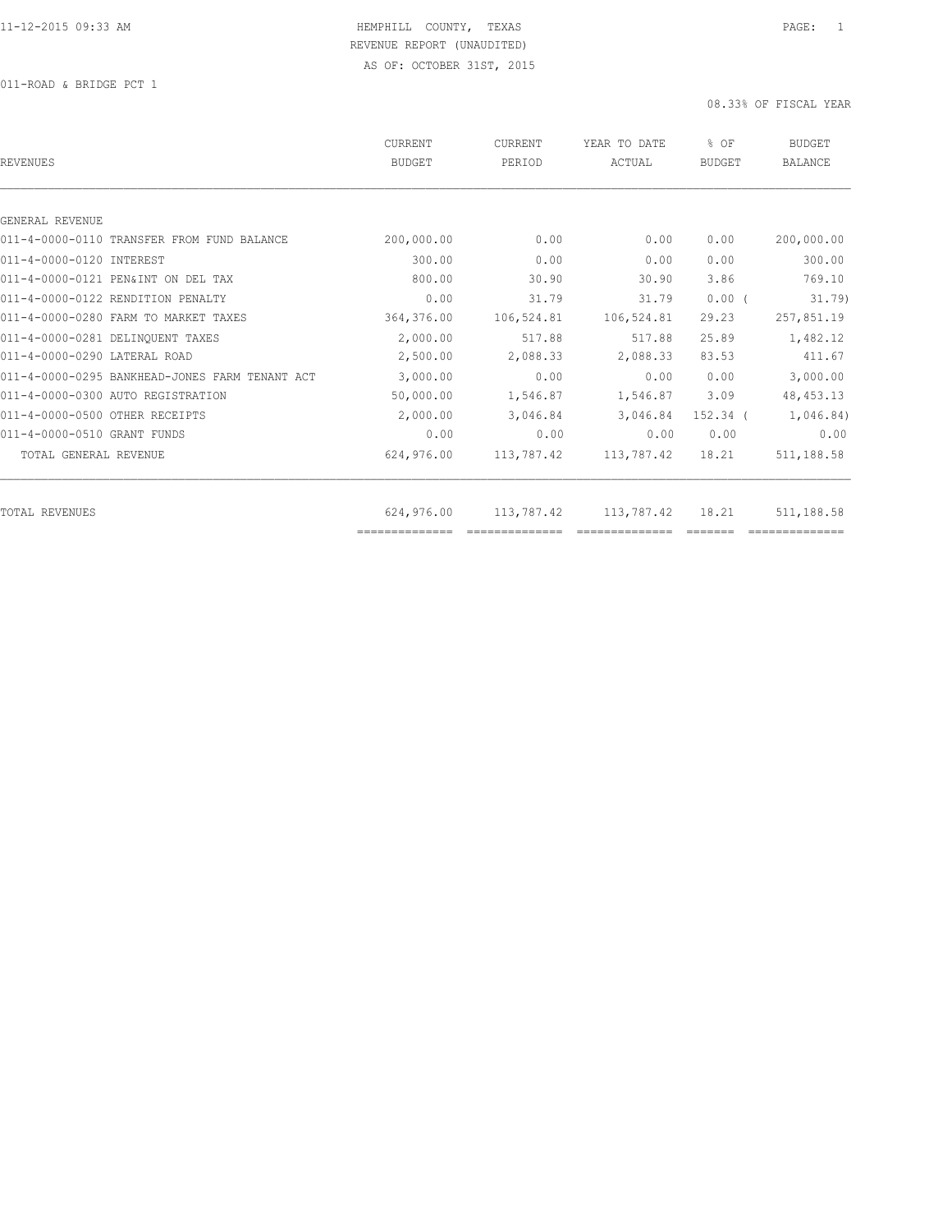HEMPHILL COUNTY, TEXAS

REVENUE REPORT (UNAUDITED)

AS OF: OCTOBER 31ST, 2015

011-ROAD & BRIDGE PCT 1

08.33% OF FISCAL YEAR

| REVENUES | CURRENT BUDGET | CURRENT PERIOD | YEAR TO DATE ACTUAL | % OF BUDGET | BUDGET BALANCE |
|---|---|---|---|---|---|
| GENERAL REVENUE | | | | | |
| 011-4-0000-0110 TRANSFER FROM FUND BALANCE | 200,000.00 | 0.00 | 0.00 | 0.00 | 200,000.00 |
| 011-4-0000-0120 INTEREST | 300.00 | 0.00 | 0.00 | 0.00 | 300.00 |
| 011-4-0000-0121 PEN&INT ON DEL TAX | 800.00 | 30.90 | 30.90 | 3.86 | 769.10 |
| 011-4-0000-0122 RENDITION PENALTY | 0.00 | 31.79 | 31.79 | 0.00 ( | 31.79) |
| 011-4-0000-0280 FARM TO MARKET TAXES | 364,376.00 | 106,524.81 | 106,524.81 | 29.23 | 257,851.19 |
| 011-4-0000-0281 DELINQUENT TAXES | 2,000.00 | 517.88 | 517.88 | 25.89 | 1,482.12 |
| 011-4-0000-0290 LATERAL ROAD | 2,500.00 | 2,088.33 | 2,088.33 | 83.53 | 411.67 |
| 011-4-0000-0295 BANKHEAD-JONES FARM TENANT ACT | 3,000.00 | 0.00 | 0.00 | 0.00 | 3,000.00 |
| 011-4-0000-0300 AUTO REGISTRATION | 50,000.00 | 1,546.87 | 1,546.87 | 3.09 | 48,453.13 |
| 011-4-0000-0500 OTHER RECEIPTS | 2,000.00 | 3,046.84 | 3,046.84 | 152.34 ( | 1,046.84) |
| 011-4-0000-0510 GRANT FUNDS | 0.00 | 0.00 | 0.00 | 0.00 | 0.00 |
| TOTAL GENERAL REVENUE | 624,976.00 | 113,787.42 | 113,787.42 | 18.21 | 511,188.58 |
| TOTAL REVENUES | 624,976.00 | 113,787.42 | 113,787.42 | 18.21 | 511,188.58 |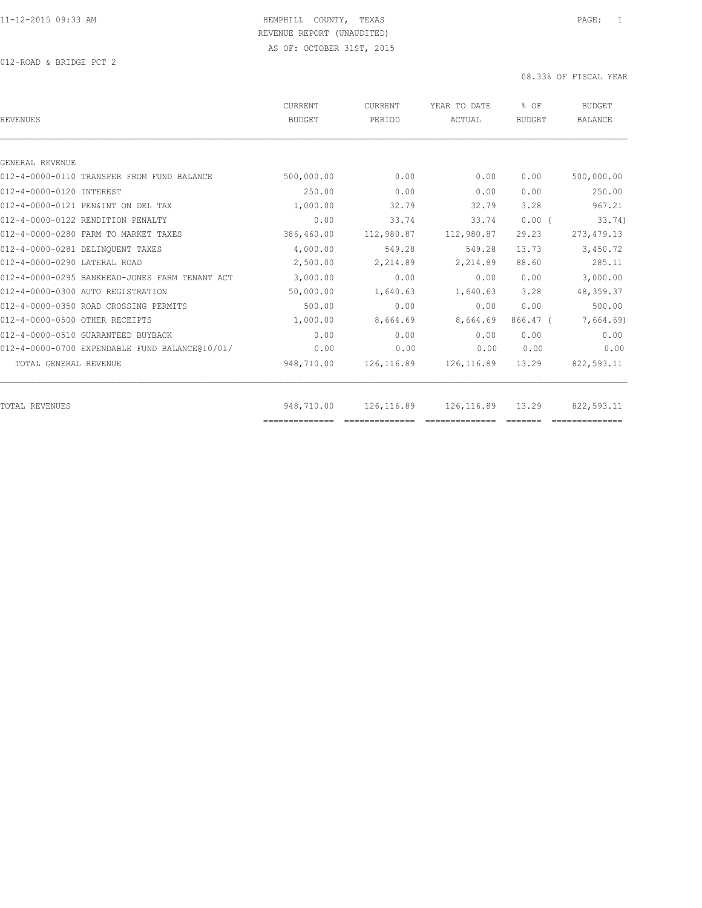11-12-2015 09:33 AM

HEMPHILL COUNTY, TEXAS
REVENUE REPORT (UNAUDITED)
AS OF: OCTOBER 31ST, 2015

012-ROAD & BRIDGE PCT 2

08.33% OF FISCAL YEAR

| REVENUES | CURRENT BUDGET | CURRENT PERIOD | YEAR TO DATE ACTUAL | % OF BUDGET | BUDGET BALANCE |
|---|---|---|---|---|---|
| GENERAL REVENUE | | | | | |
| 012-4-0000-0110 TRANSFER FROM FUND BALANCE | 500,000.00 | 0.00 | 0.00 | 0.00 | 500,000.00 |
| 012-4-0000-0120 INTEREST | 250.00 | 0.00 | 0.00 | 0.00 | 250.00 |
| 012-4-0000-0121 PEN&INT ON DEL TAX | 1,000.00 | 32.79 | 32.79 | 3.28 | 967.21 |
| 012-4-0000-0122 RENDITION PENALTY | 0.00 | 33.74 | 33.74 | 0.00 ( | 33.74) |
| 012-4-0000-0280 FARM TO MARKET TAXES | 386,460.00 | 112,980.87 | 112,980.87 | 29.23 | 273,479.13 |
| 012-4-0000-0281 DELINQUENT TAXES | 4,000.00 | 549.28 | 549.28 | 13.73 | 3,450.72 |
| 012-4-0000-0290 LATERAL ROAD | 2,500.00 | 2,214.89 | 2,214.89 | 88.60 | 285.11 |
| 012-4-0000-0295 BANKHEAD-JONES FARM TENANT ACT | 3,000.00 | 0.00 | 0.00 | 0.00 | 3,000.00 |
| 012-4-0000-0300 AUTO REGISTRATION | 50,000.00 | 1,640.63 | 1,640.63 | 3.28 | 48,359.37 |
| 012-4-0000-0350 ROAD CROSSING PERMITS | 500.00 | 0.00 | 0.00 | 0.00 | 500.00 |
| 012-4-0000-0500 OTHER RECEIPTS | 1,000.00 | 8,664.69 | 8,664.69 | 866.47 ( | 7,664.69) |
| 012-4-0000-0510 GUARANTEED BUYBACK | 0.00 | 0.00 | 0.00 | 0.00 | 0.00 |
| 012-4-0000-0700 EXPENDABLE FUND BALANCE@10/01/ | 0.00 | 0.00 | 0.00 | 0.00 | 0.00 |
| TOTAL GENERAL REVENUE | 948,710.00 | 126,116.89 | 126,116.89 | 13.29 | 822,593.11 |
| TOTAL REVENUES | 948,710.00 | 126,116.89 | 126,116.89 | 13.29 | 822,593.11 |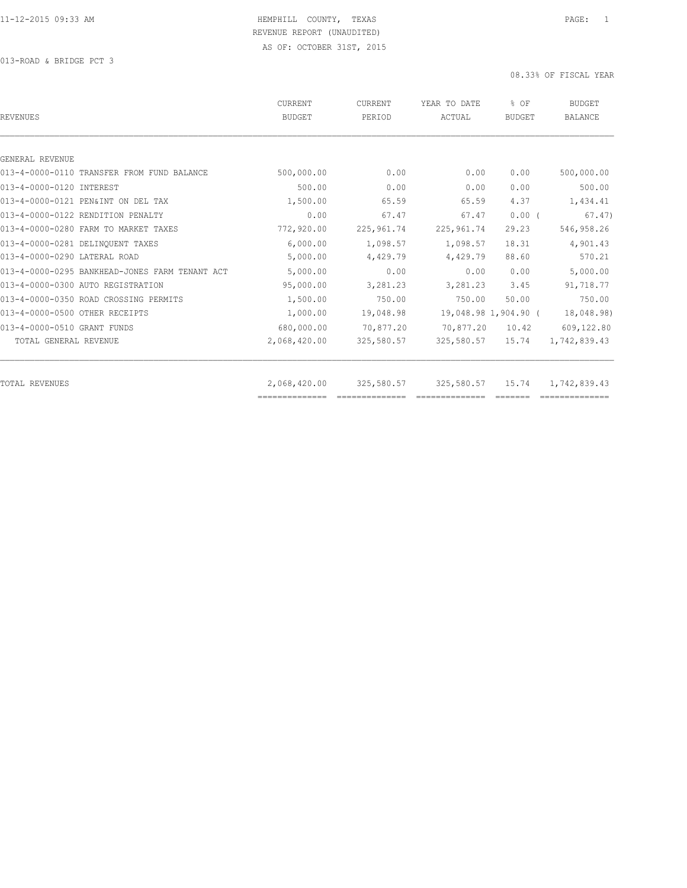11-12-2015 09:33 AM HEMPHILL COUNTY, TEXAS

REVENUE REPORT (UNAUDITED)

AS OF: OCTOBER 31ST, 2015

013-ROAD & BRIDGE PCT 3

08.33% OF FISCAL YEAR

| REVENUES | CURRENT BUDGET | CURRENT PERIOD | YEAR TO DATE ACTUAL | % OF BUDGET | BUDGET BALANCE |
|---|---|---|---|---|---|
| GENERAL REVENUE | | | | | |
| 013-4-0000-0110 TRANSFER FROM FUND BALANCE | 500,000.00 | 0.00 | 0.00 | 0.00 | 500,000.00 |
| 013-4-0000-0120 INTEREST | 500.00 | 0.00 | 0.00 | 0.00 | 500.00 |
| 013-4-0000-0121 PEN&INT ON DEL TAX | 1,500.00 | 65.59 | 65.59 | 4.37 | 1,434.41 |
| 013-4-0000-0122 RENDITION PENALTY | 0.00 | 67.47 | 67.47 | 0.00 | ( 67.47) |
| 013-4-0000-0280 FARM TO MARKET TAXES | 772,920.00 | 225,961.74 | 225,961.74 | 29.23 | 546,958.26 |
| 013-4-0000-0281 DELINQUENT TAXES | 6,000.00 | 1,098.57 | 1,098.57 | 18.31 | 4,901.43 |
| 013-4-0000-0290 LATERAL ROAD | 5,000.00 | 4,429.79 | 4,429.79 | 88.60 | 570.21 |
| 013-4-0000-0295 BANKHEAD-JONES FARM TENANT ACT | 5,000.00 | 0.00 | 0.00 | 0.00 | 5,000.00 |
| 013-4-0000-0300 AUTO REGISTRATION | 95,000.00 | 3,281.23 | 3,281.23 | 3.45 | 91,718.77 |
| 013-4-0000-0350 ROAD CROSSING PERMITS | 1,500.00 | 750.00 | 750.00 | 50.00 | 750.00 |
| 013-4-0000-0500 OTHER RECEIPTS | 1,000.00 | 19,048.98 | 19,048.98 | 1,904.90 | ( 18,048.98) |
| 013-4-0000-0510 GRANT FUNDS | 680,000.00 | 70,877.20 | 70,877.20 | 10.42 | 609,122.80 |
| TOTAL GENERAL REVENUE | 2,068,420.00 | 325,580.57 | 325,580.57 | 15.74 | 1,742,839.43 |
| TOTAL REVENUES | 2,068,420.00 | 325,580.57 | 325,580.57 | 15.74 | 1,742,839.43 |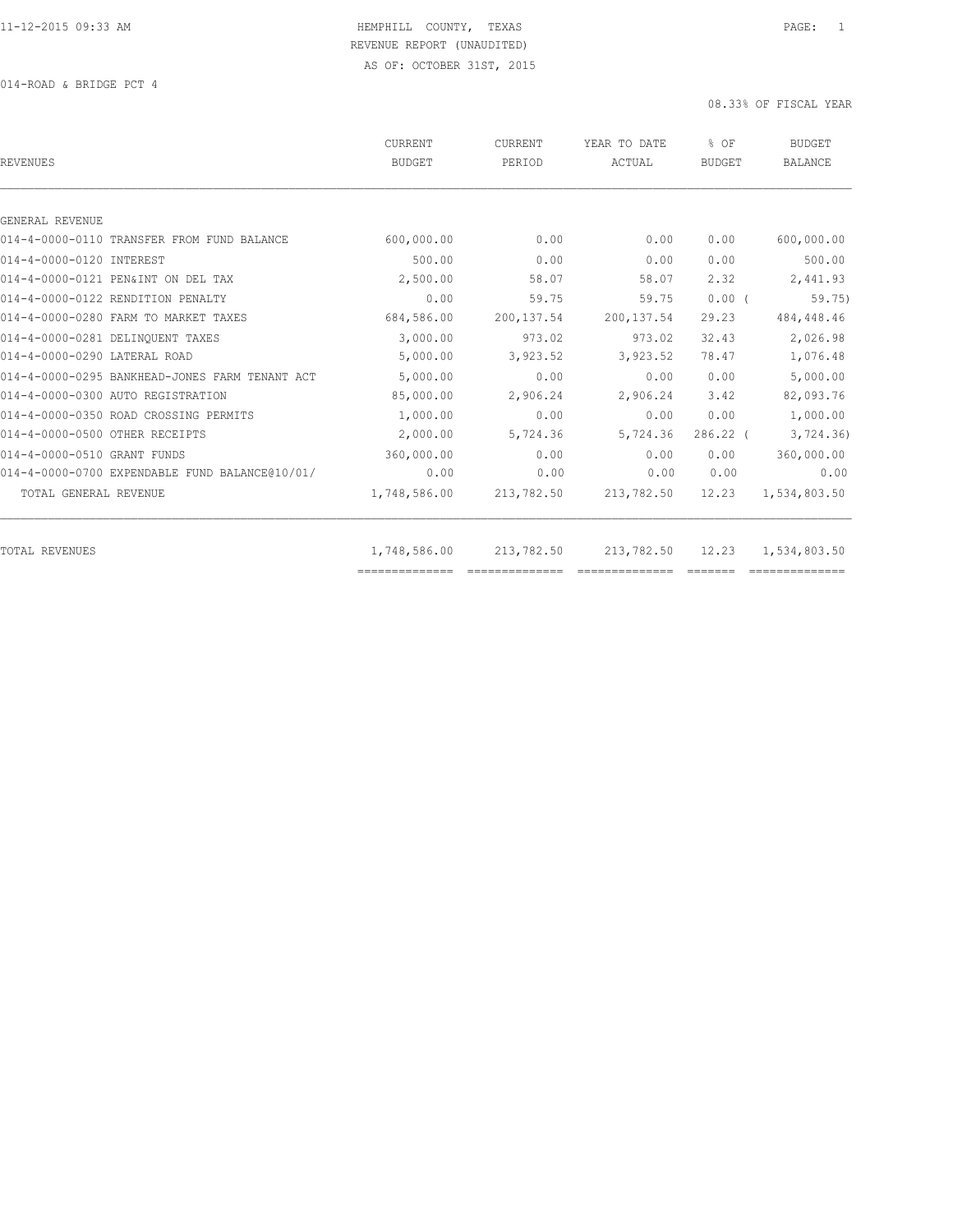HEMPHILL COUNTY, TEXAS
REVENUE REPORT (UNAUDITED)
AS OF: OCTOBER 31ST, 2015

014-ROAD & BRIDGE PCT 4

08.33% OF FISCAL YEAR

| REVENUES | CURRENT BUDGET | CURRENT PERIOD | YEAR TO DATE ACTUAL | % OF BUDGET | BUDGET BALANCE |
|---|---|---|---|---|---|
| GENERAL REVENUE | | | | | |
| 014-4-0000-0110 TRANSFER FROM FUND BALANCE | 600,000.00 | 0.00 | 0.00 | 0.00 | 600,000.00 |
| 014-4-0000-0120 INTEREST | 500.00 | 0.00 | 0.00 | 0.00 | 500.00 |
| 014-4-0000-0121 PEN&INT ON DEL TAX | 2,500.00 | 58.07 | 58.07 | 2.32 | 2,441.93 |
| 014-4-0000-0122 RENDITION PENALTY | 0.00 | 59.75 | 59.75 | 0.00 ( | 59.75) |
| 014-4-0000-0280 FARM TO MARKET TAXES | 684,586.00 | 200,137.54 | 200,137.54 | 29.23 | 484,448.46 |
| 014-4-0000-0281 DELINQUENT TAXES | 3,000.00 | 973.02 | 973.02 | 32.43 | 2,026.98 |
| 014-4-0000-0290 LATERAL ROAD | 5,000.00 | 3,923.52 | 3,923.52 | 78.47 | 1,076.48 |
| 014-4-0000-0295 BANKHEAD-JONES FARM TENANT ACT | 5,000.00 | 0.00 | 0.00 | 0.00 | 5,000.00 |
| 014-4-0000-0300 AUTO REGISTRATION | 85,000.00 | 2,906.24 | 2,906.24 | 3.42 | 82,093.76 |
| 014-4-0000-0350 ROAD CROSSING PERMITS | 1,000.00 | 0.00 | 0.00 | 0.00 | 1,000.00 |
| 014-4-0000-0500 OTHER RECEIPTS | 2,000.00 | 5,724.36 | 5,724.36 | 286.22 ( | 3,724.36) |
| 014-4-0000-0510 GRANT FUNDS | 360,000.00 | 0.00 | 0.00 | 0.00 | 360,000.00 |
| 014-4-0000-0700 EXPENDABLE FUND BALANCE@10/01/ | 0.00 | 0.00 | 0.00 | 0.00 | 0.00 |
| TOTAL GENERAL REVENUE | 1,748,586.00 | 213,782.50 | 213,782.50 | 12.23 | 1,534,803.50 |
| TOTAL REVENUES | 1,748,586.00 | 213,782.50 | 213,782.50 | 12.23 | 1,534,803.50 |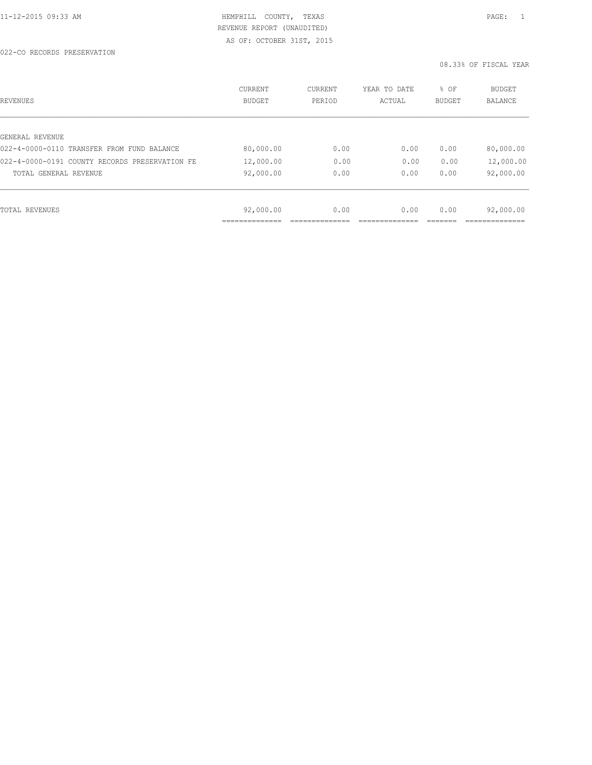HEMPHILL COUNTY, TEXAS
REVENUE REPORT (UNAUDITED)
AS OF: OCTOBER 31ST, 2015

022-CO RECORDS PRESERVATION

08.33% OF FISCAL YEAR

| REVENUES | CURRENT BUDGET | CURRENT PERIOD | YEAR TO DATE ACTUAL | % OF BUDGET | BUDGET BALANCE |
|---|---|---|---|---|---|
| GENERAL REVENUE | | | | | |
| 022-4-0000-0110 TRANSFER FROM FUND BALANCE | 80,000.00 | 0.00 | 0.00 | 0.00 | 80,000.00 |
| 022-4-0000-0191 COUNTY RECORDS PRESERVATION FE | 12,000.00 | 0.00 | 0.00 | 0.00 | 12,000.00 |
| TOTAL GENERAL REVENUE | 92,000.00 | 0.00 | 0.00 | 0.00 | 92,000.00 |
| TOTAL REVENUES | 92,000.00 | 0.00 | 0.00 | 0.00 | 92,000.00 |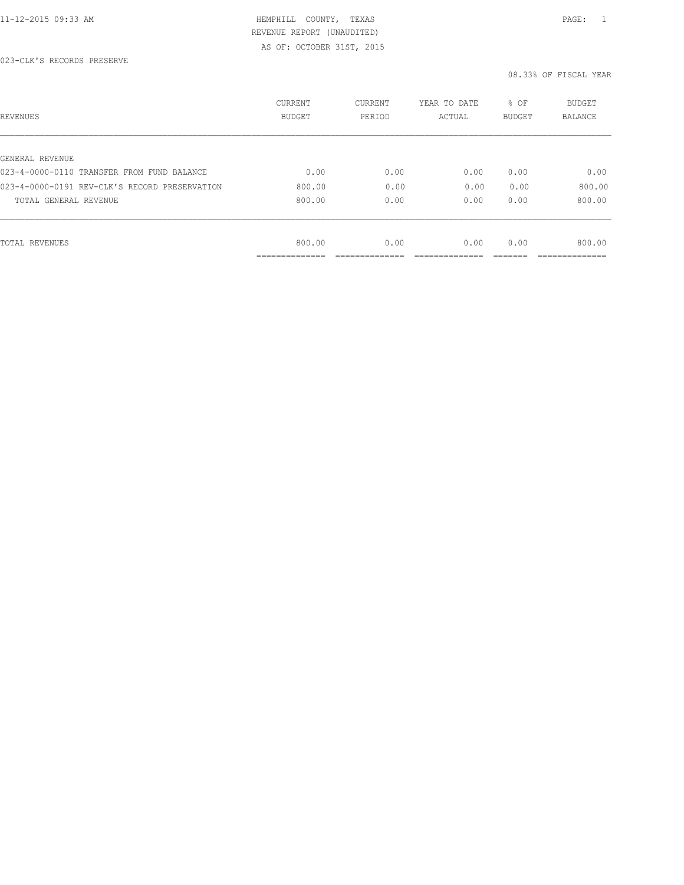HEMPHILL COUNTY, TEXAS
REVENUE REPORT (UNAUDITED)
AS OF: OCTOBER 31ST, 2015

023-CLK'S RECORDS PRESERVE

08.33% OF FISCAL YEAR

| REVENUES | CURRENT BUDGET | CURRENT PERIOD | YEAR TO DATE ACTUAL | % OF BUDGET | BUDGET BALANCE |
|---|---|---|---|---|---|
| GENERAL REVENUE | | | | | |
| 023-4-0000-0110 TRANSFER FROM FUND BALANCE | 0.00 | 0.00 | 0.00 | 0.00 | 0.00 |
| 023-4-0000-0191 REV-CLK'S RECORD PRESERVATION | 800.00 | 0.00 | 0.00 | 0.00 | 800.00 |
| TOTAL GENERAL REVENUE | 800.00 | 0.00 | 0.00 | 0.00 | 800.00 |
| TOTAL REVENUES | 800.00 | 0.00 | 0.00 | 0.00 | 800.00 |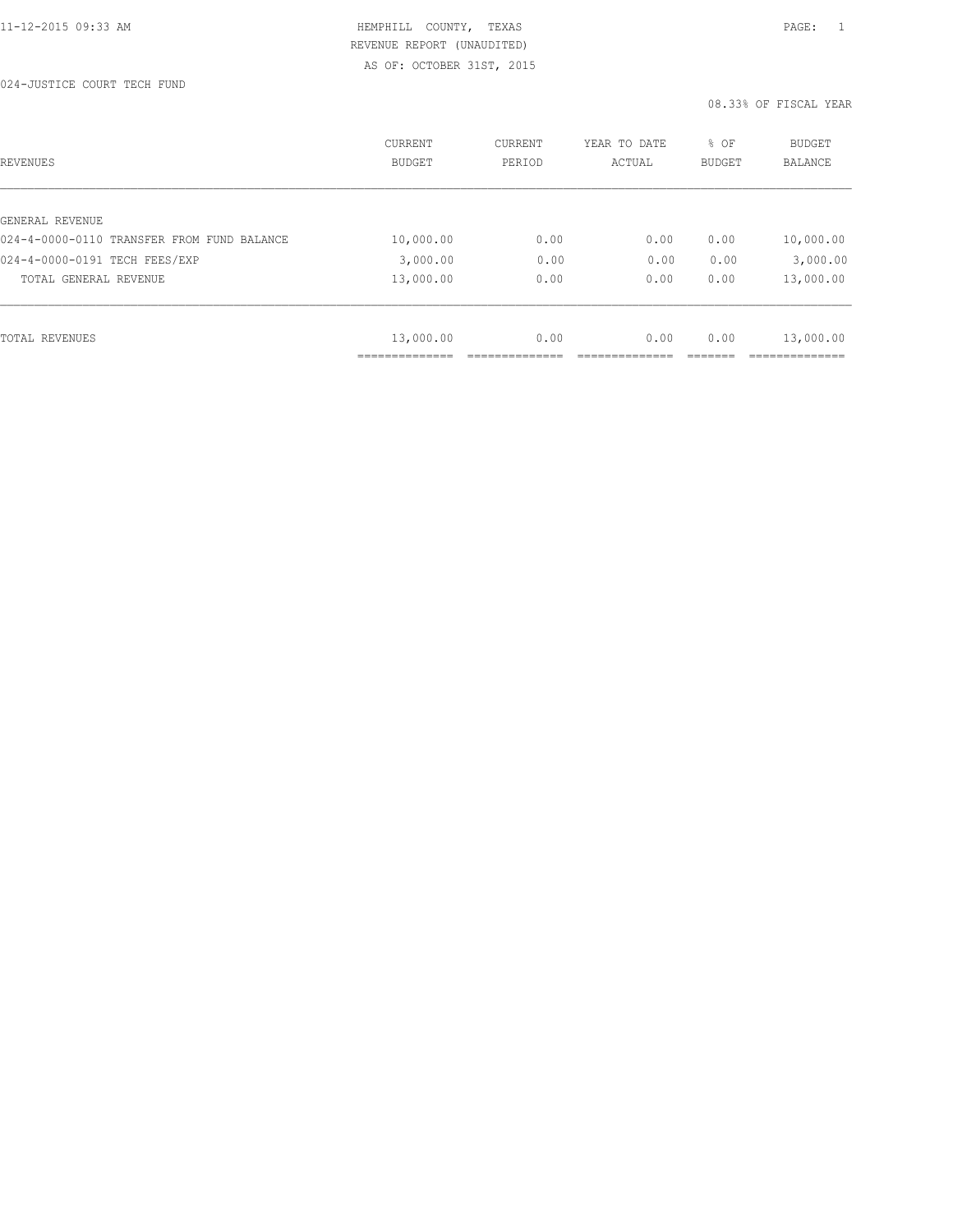HEMPHILL COUNTY, TEXAS
REVENUE REPORT (UNAUDITED)
AS OF: OCTOBER 31ST, 2015

024-JUSTICE COURT TECH FUND

08.33% OF FISCAL YEAR

| REVENUES | CURRENT BUDGET | CURRENT PERIOD | YEAR TO DATE ACTUAL | % OF BUDGET | BUDGET BALANCE |
|---|---|---|---|---|---|
| GENERAL REVENUE | | | | | |
| 024-4-0000-0110 TRANSFER FROM FUND BALANCE | 10,000.00 | 0.00 | 0.00 | 0.00 | 10,000.00 |
| 024-4-0000-0191 TECH FEES/EXP | 3,000.00 | 0.00 | 0.00 | 0.00 | 3,000.00 |
| TOTAL GENERAL REVENUE | 13,000.00 | 0.00 | 0.00 | 0.00 | 13,000.00 |
| TOTAL REVENUES | 13,000.00 | 0.00 | 0.00 | 0.00 | 13,000.00 |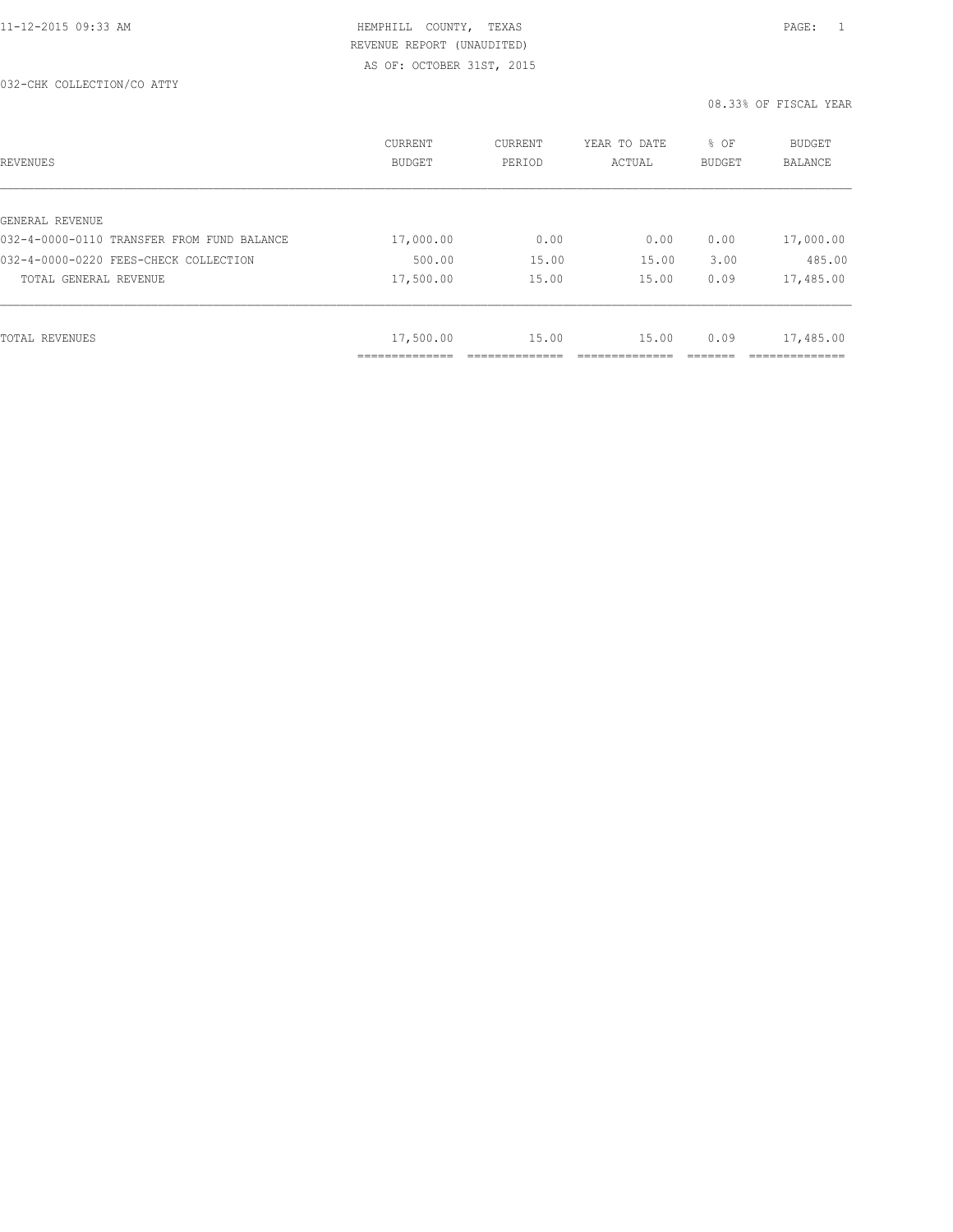HEMPHILL COUNTY, TEXAS
REVENUE REPORT (UNAUDITED)
AS OF: OCTOBER 31ST, 2015

032-CHK COLLECTION/CO ATTY

08.33% OF FISCAL YEAR

| REVENUES | CURRENT BUDGET | CURRENT PERIOD | YEAR TO DATE ACTUAL | % OF BUDGET | BUDGET BALANCE |
|---|---|---|---|---|---|
| GENERAL REVENUE | | | | | |
| 032-4-0000-0110 TRANSFER FROM FUND BALANCE | 17,000.00 | 0.00 | 0.00 | 0.00 | 17,000.00 |
| 032-4-0000-0220 FEES-CHECK COLLECTION | 500.00 | 15.00 | 15.00 | 3.00 | 485.00 |
| TOTAL GENERAL REVENUE | 17,500.00 | 15.00 | 15.00 | 0.09 | 17,485.00 |
| TOTAL REVENUES | 17,500.00 | 15.00 | 15.00 | 0.09 | 17,485.00 |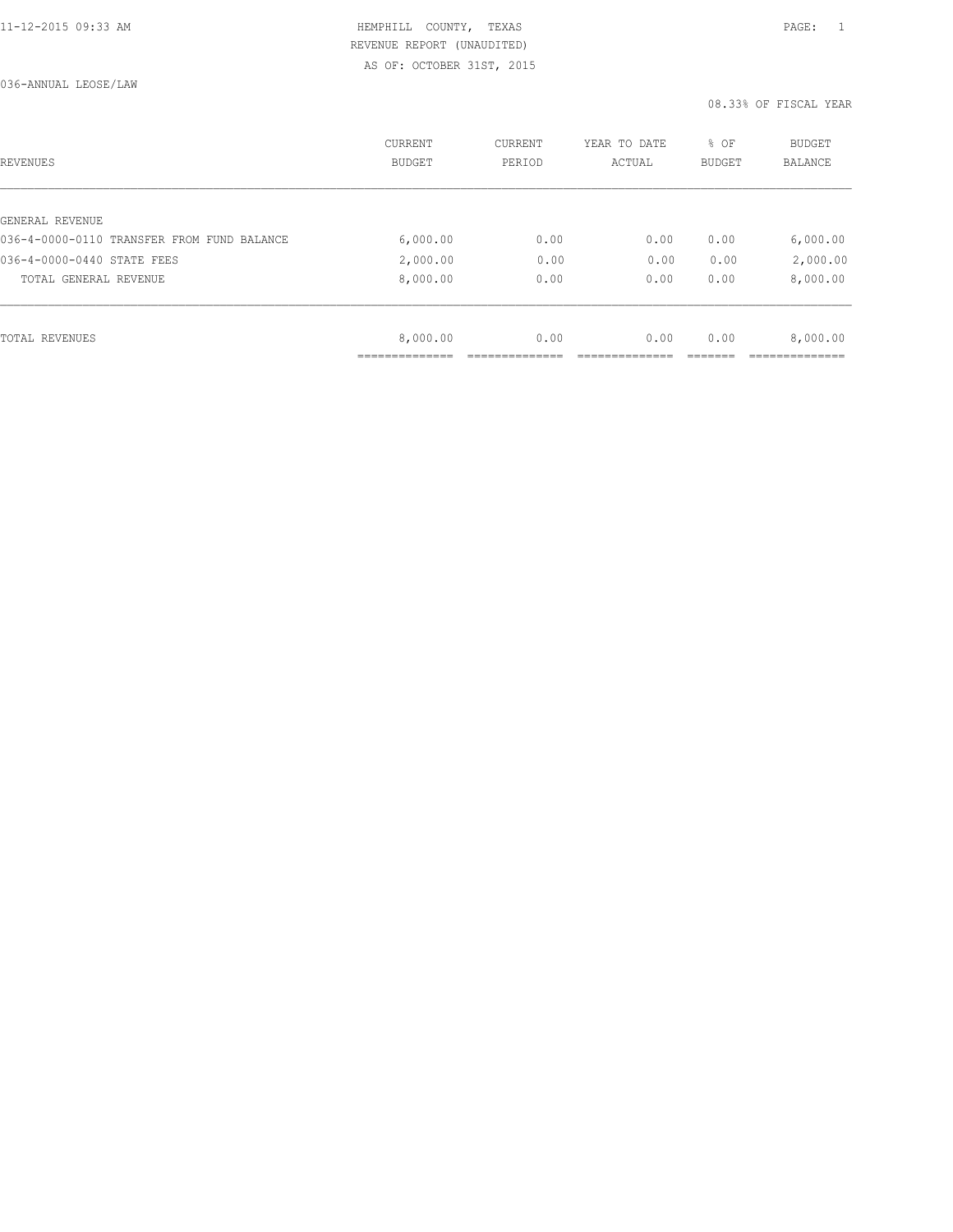HEMPHILL COUNTY, TEXAS

REVENUE REPORT (UNAUDITED)

AS OF: OCTOBER 31ST, 2015

036-ANNUAL LEOSE/LAW

08.33% OF FISCAL YEAR

| REVENUES | CURRENT BUDGET | CURRENT PERIOD | YEAR TO DATE ACTUAL | % OF BUDGET | BUDGET BALANCE |
|---|---|---|---|---|---|
| GENERAL REVENUE | | | | | |
| 036-4-0000-0110 TRANSFER FROM FUND BALANCE | 6,000.00 | 0.00 | 0.00 | 0.00 | 6,000.00 |
| 036-4-0000-0440 STATE FEES | 2,000.00 | 0.00 | 0.00 | 0.00 | 2,000.00 |
| TOTAL GENERAL REVENUE | 8,000.00 | 0.00 | 0.00 | 0.00 | 8,000.00 |
| TOTAL REVENUES | 8,000.00 | 0.00 | 0.00 | 0.00 | 8,000.00 |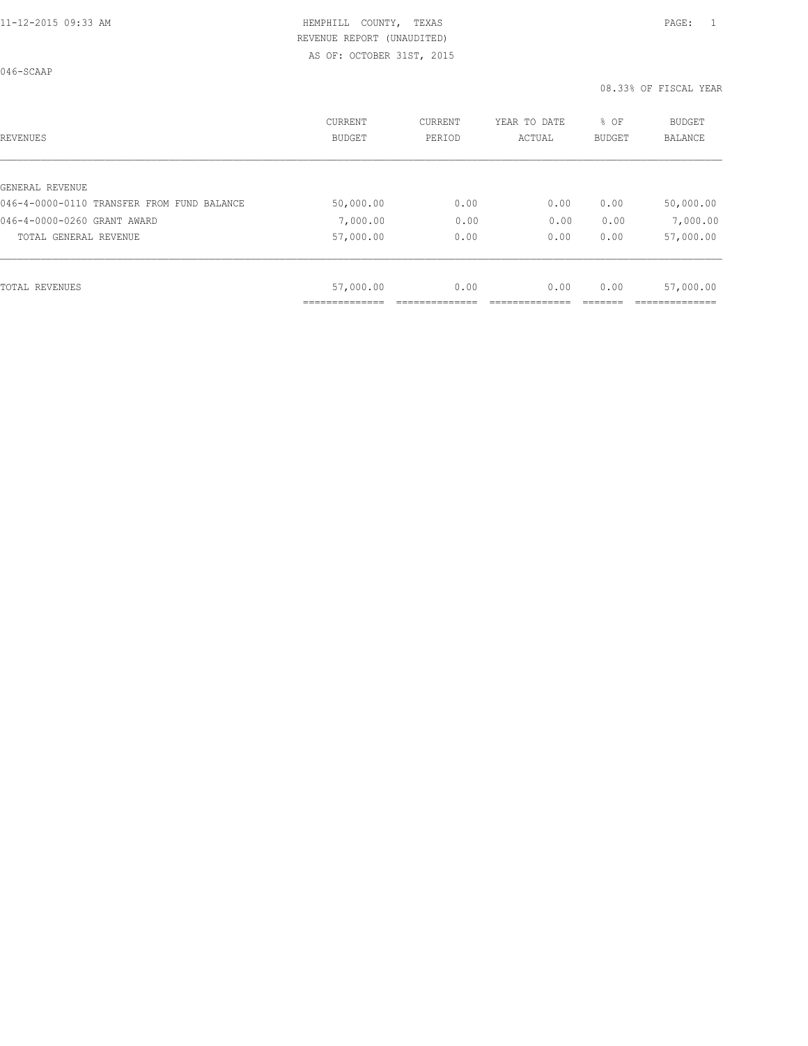HEMPHILL COUNTY, TEXAS
REVENUE REPORT (UNAUDITED)
AS OF: OCTOBER 31ST, 2015

046-SCAAP

08.33% OF FISCAL YEAR

| REVENUES | CURRENT BUDGET | CURRENT PERIOD | YEAR TO DATE ACTUAL | % OF BUDGET | BUDGET BALANCE |
|---|---|---|---|---|---|
| GENERAL REVENUE | | | | | |
| 046-4-0000-0110 TRANSFER FROM FUND BALANCE | 50,000.00 | 0.00 | 0.00 | 0.00 | 50,000.00 |
| 046-4-0000-0260 GRANT AWARD | 7,000.00 | 0.00 | 0.00 | 0.00 | 7,000.00 |
| TOTAL GENERAL REVENUE | 57,000.00 | 0.00 | 0.00 | 0.00 | 57,000.00 |
| TOTAL REVENUES | 57,000.00 | 0.00 | 0.00 | 0.00 | 57,000.00 |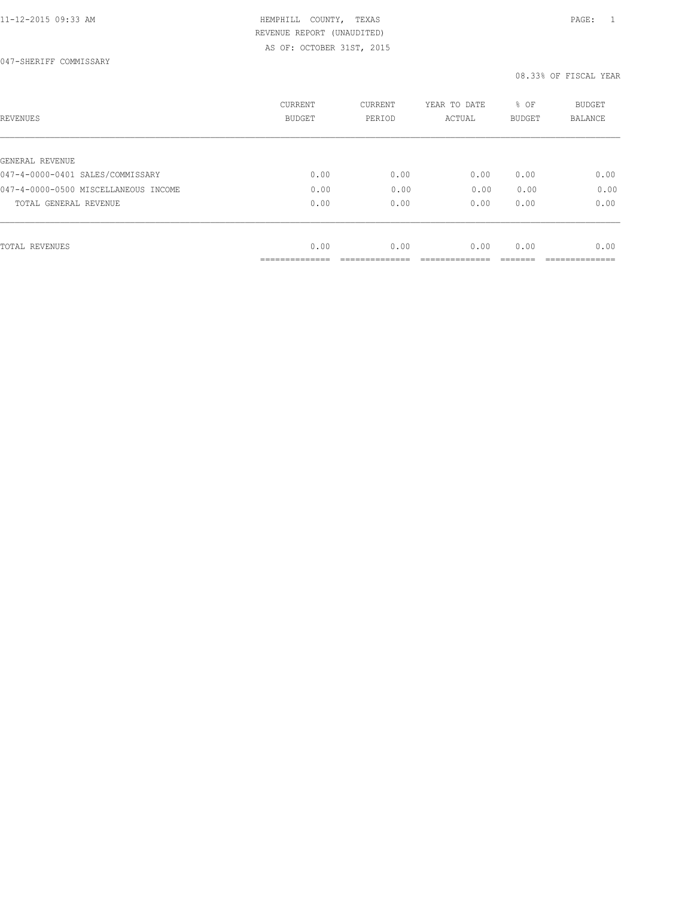HEMPHILL COUNTY, TEXAS
REVENUE REPORT (UNAUDITED)
AS OF: OCTOBER 31ST, 2015

047-SHERIFF COMMISSARY

08.33% OF FISCAL YEAR

| REVENUES | CURRENT BUDGET | CURRENT PERIOD | YEAR TO DATE ACTUAL | % OF BUDGET | BUDGET BALANCE |
|---|---|---|---|---|---|
| GENERAL REVENUE | | | | | |
| 047-4-0000-0401 SALES/COMMISSARY | 0.00 | 0.00 | 0.00 | 0.00 | 0.00 |
| 047-4-0000-0500 MISCELLANEOUS INCOME | 0.00 | 0.00 | 0.00 | 0.00 | 0.00 |
| TOTAL GENERAL REVENUE | 0.00 | 0.00 | 0.00 | 0.00 | 0.00 |
| TOTAL REVENUES | 0.00 | 0.00 | 0.00 | 0.00 | 0.00 |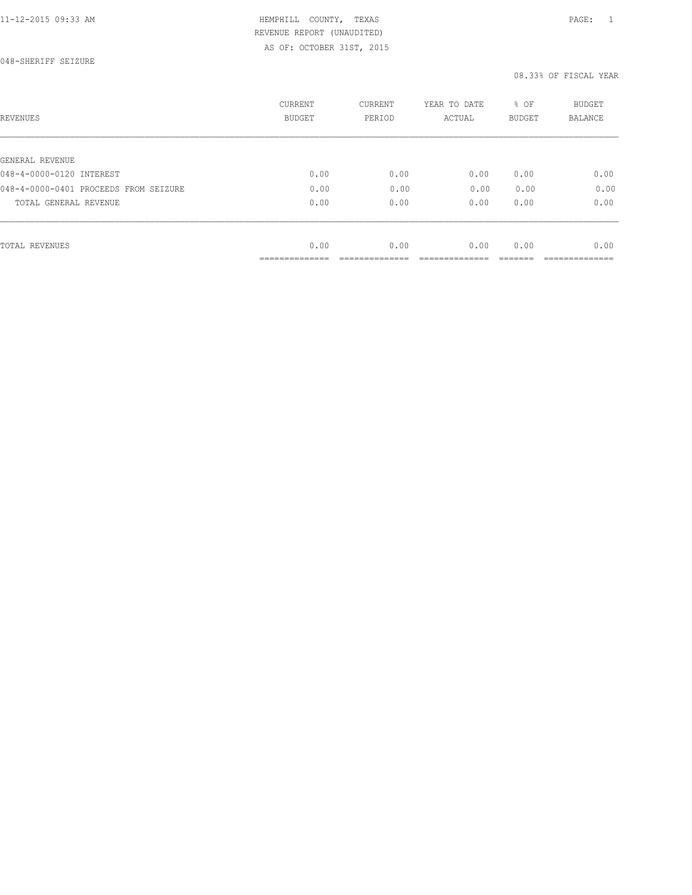HEMPHILL COUNTY, TEXAS
REVENUE REPORT (UNAUDITED)
AS OF: OCTOBER 31ST, 2015

048-SHERIFF SEIZURE

08.33% OF FISCAL YEAR

| REVENUES | CURRENT BUDGET | CURRENT PERIOD | YEAR TO DATE ACTUAL | % OF BUDGET | BUDGET BALANCE |
|---|---|---|---|---|---|
| GENERAL REVENUE | | | | | |
| 048-4-0000-0120 INTEREST | 0.00 | 0.00 | 0.00 | 0.00 | 0.00 |
| 048-4-0000-0401 PROCEEDS FROM SEIZURE | 0.00 | 0.00 | 0.00 | 0.00 | 0.00 |
| TOTAL GENERAL REVENUE | 0.00 | 0.00 | 0.00 | 0.00 | 0.00 |
| TOTAL REVENUES | 0.00 | 0.00 | 0.00 | 0.00 | 0.00 |